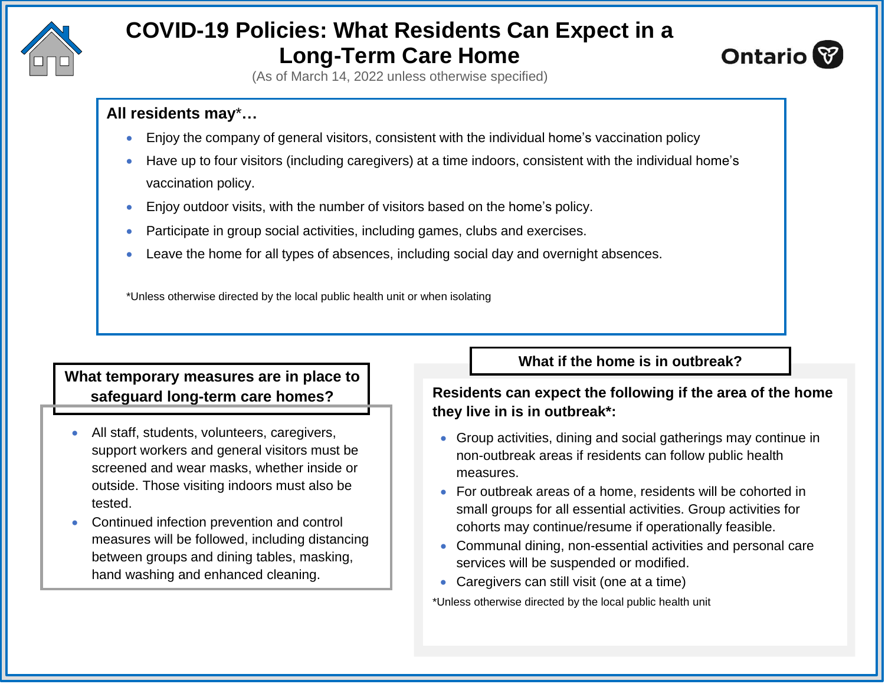# COVID-19 Policies: What Residents Can Expect in a Long-Term Care Home

(As of March 14, 2022 unless otherwise specified)

Ontario

**All residents may*…**

- Enjoy the company of general visitors, consistent with the individual home's vaccination policy
- Have up to four visitors (including caregivers) at a time indoors, consistent with the individual home's vaccination policy.
- Enjoy outdoor visits, with the number of visitors based on the home's policy.
- Participate in group social activities, including games, clubs and exercises.
- Leave the home for all types of absences, including social day and overnight absences.

*Unless otherwise directed by the local public health unit or when isolating

## What temporary measures are in place to safeguard long-term care homes?

- All staff, students, volunteers, caregivers, support workers and general visitors must be screened and wear masks, whether inside or outside. Those visiting indoors must also be tested.
- Continued infection prevention and control measures will be followed, including distancing between groups and dining tables, masking, hand washing and enhanced cleaning.

## What if the home is in outbreak?

**Residents can expect the following if the area of the home they live in is in outbreak*:**

- Group activities, dining and social gatherings may continue in non-outbreak areas if residents can follow public health measures.
- For outbreak areas of a home, residents will be cohorted in small groups for all essential activities. Group activities for cohorts may continue/resume if operationally feasible.
- Communal dining, non-essential activities and personal care services will be suspended or modified.
- Caregivers can still visit (one at a time)

*Unless otherwise directed by the local public health unit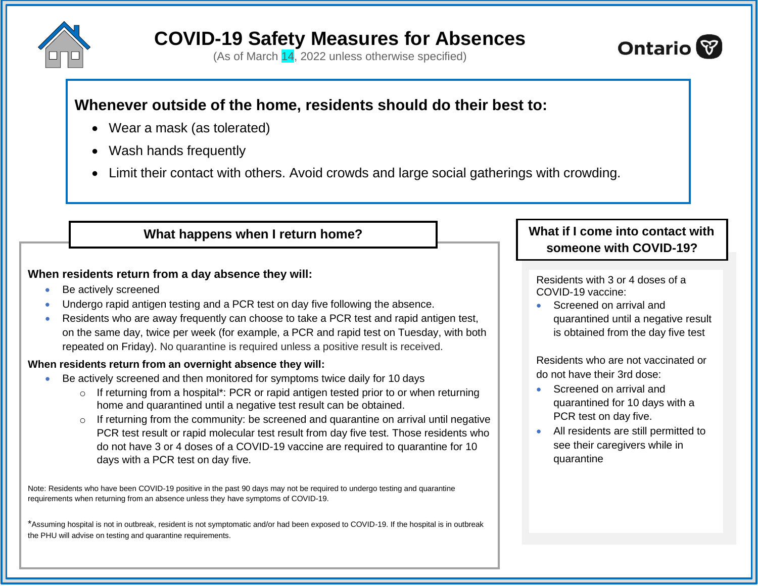# COVID-19 Safety Measures for Absences

(As of March 14, 2022 unless otherwise specified)

Ontario

## Whenever outside of the home, residents should do their best to:

- Wear a mask (as tolerated)
- Wash hands frequently
- Limit their contact with others. Avoid crowds and large social gatherings with crowding.

## What happens when I return home?

**When residents return from a day absence they will:**

- Be actively screened
- Undergo rapid antigen testing and a PCR test on day five following the absence.
- Residents who are away frequently can choose to take a PCR test and rapid antigen test, on the same day, twice per week (for example, a PCR and rapid test on Tuesday, with both repeated on Friday). No quarantine is required unless a positive result is received.

**When residents return from an overnight absence they will:**

- Be actively screened and then monitored for symptoms twice daily for 10 days
  - If returning from a hospital*: PCR or rapid antigen tested prior to or when returning home and quarantined until a negative test result can be obtained.
  - If returning from the community: be screened and quarantine on arrival until negative PCR test result or rapid molecular test result from day five test. Those residents who do not have 3 or 4 doses of a COVID-19 vaccine are required to quarantine for 10 days with a PCR test on day five.

Note: Residents who have been COVID-19 positive in the past 90 days may not be required to undergo testing and quarantine requirements when returning from an absence unless they have symptoms of COVID-19.

*Assuming hospital is not in outbreak, resident is not symptomatic and/or had been exposed to COVID-19. If the hospital is in outbreak the PHU will advise on testing and quarantine requirements.

## What if I come into contact with someone with COVID-19?

Residents with 3 or 4 doses of a COVID-19 vaccine:

- Screened on arrival and quarantined until a negative result is obtained from the day five test

Residents who are not vaccinated or do not have their 3rd dose:

- Screened on arrival and quarantined for 10 days with a PCR test on day five.
- All residents are still permitted to see their caregivers while in quarantine